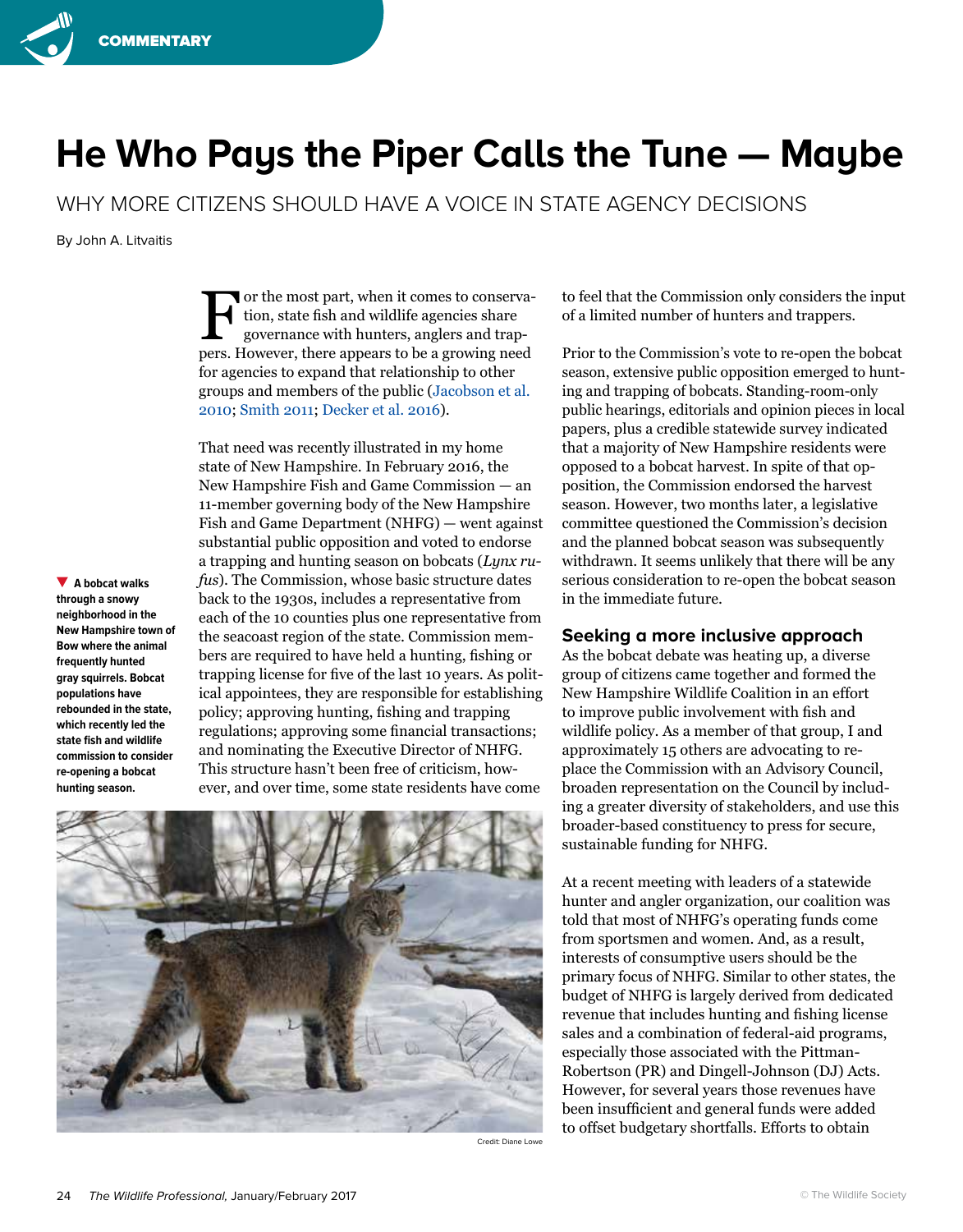COMMENTARY

# He Who Pays the Piper Calls the Tune — Maybe

## WHY MORE CITIZENS SHOULD HAVE A VOICE IN STATE AGENCY DECISIONS

By John A. Litvaitis

For the most part, when it comes to conservation, state fish and wildlife agencies share governance with hunters, anglers and trappers. However, there appears to be a growing need for agencies to expand that relationship to other groups and members of the public (Jacobson et al. 2010; Smith 2011; Decker et al. 2016).

That need was recently illustrated in my home state of New Hampshire. In February 2016, the New Hampshire Fish and Game Commission — an 11-member governing body of the New Hampshire Fish and Game Department (NHFG) — went against substantial public opposition and voted to endorse a trapping and hunting season on bobcats (*Lynx rufus*). The Commission, whose basic structure dates back to the 1930s, includes a representative from each of the 10 counties plus one representative from the seacoast region of the state. Commission members are required to have held a hunting, fishing or trapping license for five of the last 10 years. As political appointees, they are responsible for establishing policy; approving hunting, fishing and trapping regulations; approving some financial transactions; and nominating the Executive Director of NHFG. This structure hasn't been free of criticism, however, and over time, some state residents have come to feel that the Commission only considers the input of a limited number of hunters and trappers.

**▼ A bobcat walks through a snowy neighborhood in the New Hampshire town of Bow where the animal frequently hunted gray squirrels. Bobcat populations have rebounded in the state, which recently led the state fish and wildlife commission to consider re-opening a bobcat hunting season.**

Credit: Diane Lowe

Prior to the Commission's vote to re-open the bobcat season, extensive public opposition emerged to hunting and trapping of bobcats. Standing-room-only public hearings, editorials and opinion pieces in local papers, plus a credible statewide survey indicated that a majority of New Hampshire residents were opposed to a bobcat harvest. In spite of that opposition, the Commission endorsed the harvest season. However, two months later, a legislative committee questioned the Commission's decision and the planned bobcat season was subsequently withdrawn. It seems unlikely that there will be any serious consideration to re-open the bobcat season in the immediate future.

### Seeking a more inclusive approach

As the bobcat debate was heating up, a diverse group of citizens came together and formed the New Hampshire Wildlife Coalition in an effort to improve public involvement with fish and wildlife policy. As a member of that group, I and approximately 15 others are advocating to replace the Commission with an Advisory Council, broaden representation on the Council by including a greater diversity of stakeholders, and use this broader-based constituency to press for secure, sustainable funding for NHFG.

At a recent meeting with leaders of a statewide hunter and angler organization, our coalition was told that most of NHFG's operating funds come from sportsmen and women. And, as a result, interests of consumptive users should be the primary focus of NHFG. Similar to other states, the budget of NHFG is largely derived from dedicated revenue that includes hunting and fishing license sales and a combination of federal-aid programs, especially those associated with the Pittman-Robertson (PR) and Dingell-Johnson (DJ) Acts. However, for several years those revenues have been insufficient and general funds were added to offset budgetary shortfalls. Efforts to obtain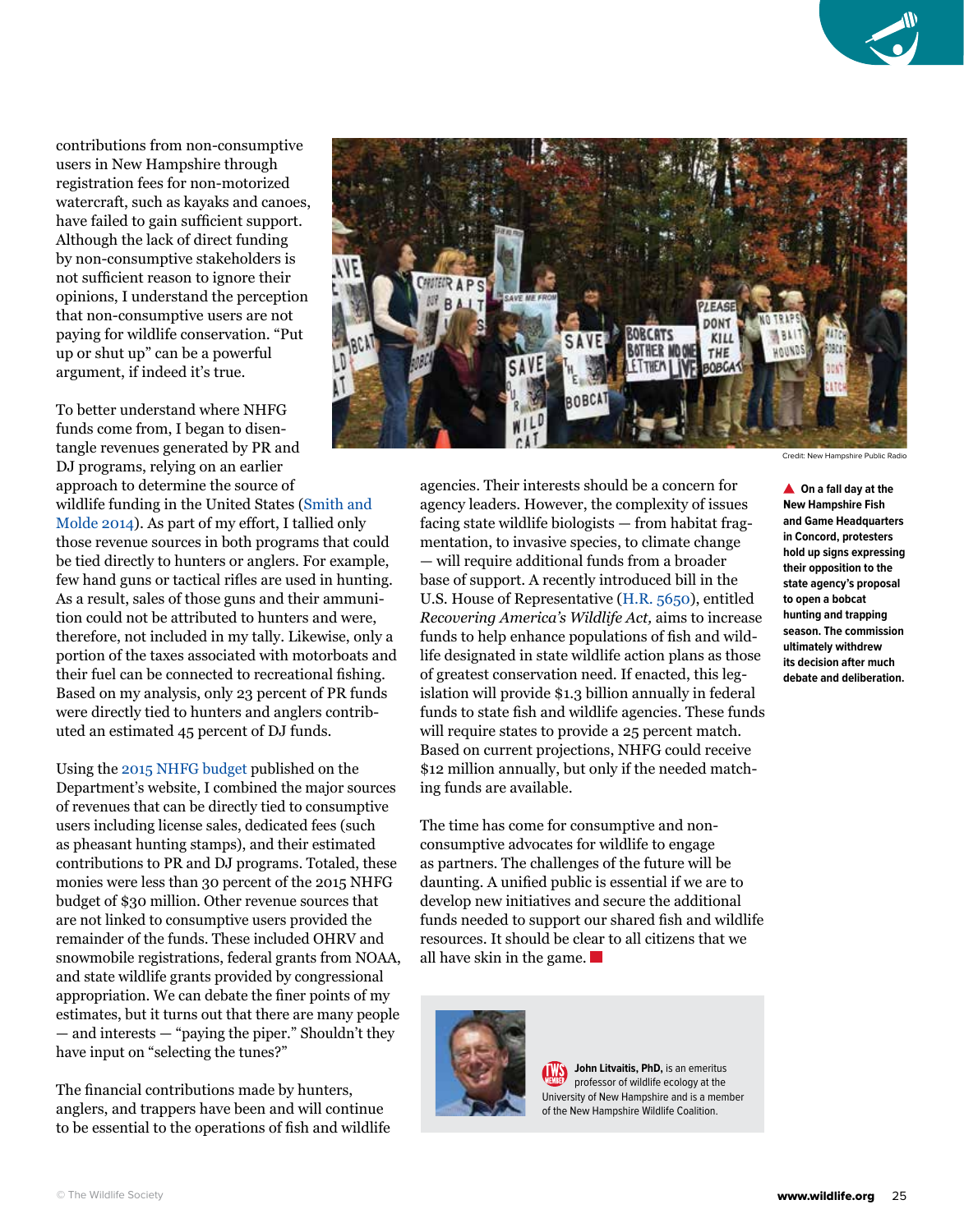contributions from non-consumptive users in New Hampshire through registration fees for non-motorized watercraft, such as kayaks and canoes, have failed to gain sufficient support. Although the lack of direct funding by non-consumptive stakeholders is not sufficient reason to ignore their opinions, I understand the perception that non-consumptive users are not paying for wildlife conservation. "Put up or shut up" can be a powerful argument, if indeed it's true.

To better understand where NHFG funds come from, I began to disentangle revenues generated by PR and DJ programs, relying on an earlier approach to determine the source of wildlife funding in the United States (Smith and Molde 2014). As part of my effort, I tallied only those revenue sources in both programs that could be tied directly to hunters or anglers. For example, few hand guns or tactical rifles are used in hunting. As a result, sales of those guns and their ammunition could not be attributed to hunters and were, therefore, not included in my tally. Likewise, only a portion of the taxes associated with motorboats and their fuel can be connected to recreational fishing. Based on my analysis, only 23 percent of PR funds were directly tied to hunters and anglers contributed an estimated 45 percent of DJ funds.

Using the 2015 NHFG budget published on the Department's website, I combined the major sources of revenues that can be directly tied to consumptive users including license sales, dedicated fees (such as pheasant hunting stamps), and their estimated contributions to PR and DJ programs. Totaled, these monies were less than 30 percent of the 2015 NHFG budget of $30 million. Other revenue sources that are not linked to consumptive users provided the remainder of the funds. These included OHRV and snowmobile registrations, federal grants from NOAA, and state wildlife grants provided by congressional appropriation. We can debate the finer points of my estimates, but it turns out that there are many people — and interests — "paying the piper." Shouldn't they have input on "selecting the tunes?"

The financial contributions made by hunters, anglers, and trappers have been and will continue to be essential to the operations of fish and wildlife agencies. Their interests should be a concern for agency leaders. However, the complexity of issues facing state wildlife biologists — from habitat fragmentation, to invasive species, to climate change — will require additional funds from a broader base of support. A recently introduced bill in the U.S. House of Representative (H.R. 5650), entitled *Recovering America's Wildlife Act,* aims to increase funds to help enhance populations of fish and wildlife designated in state wildlife action plans as those of greatest conservation need. If enacted, this legislation will provide $1.3 billion annually in federal funds to state fish and wildlife agencies. These funds will require states to provide a 25 percent match. Based on current projections, NHFG could receive $12 million annually, but only if the needed matching funds are available.

The time has come for consumptive and non-consumptive advocates for wildlife to engage as partners. The challenges of the future will be daunting. A unified public is essential if we are to develop new initiatives and secure the additional funds needed to support our shared fish and wildlife resources. It should be clear to all citizens that we all have skin in the game. ■

Credit: New Hampshire Public Radio

▲ **On a fall day at the New Hampshire Fish and Game Headquarters in Concord, protesters hold up signs expressing their opposition to the state agency's proposal to open a bobcat hunting and trapping season. The commission ultimately withdrew its decision after much debate and deliberation.**

**John Litvaitis, PhD,** is an emeritus professor of wildlife ecology at the University of New Hampshire and is a member of the New Hampshire Wildlife Coalition.